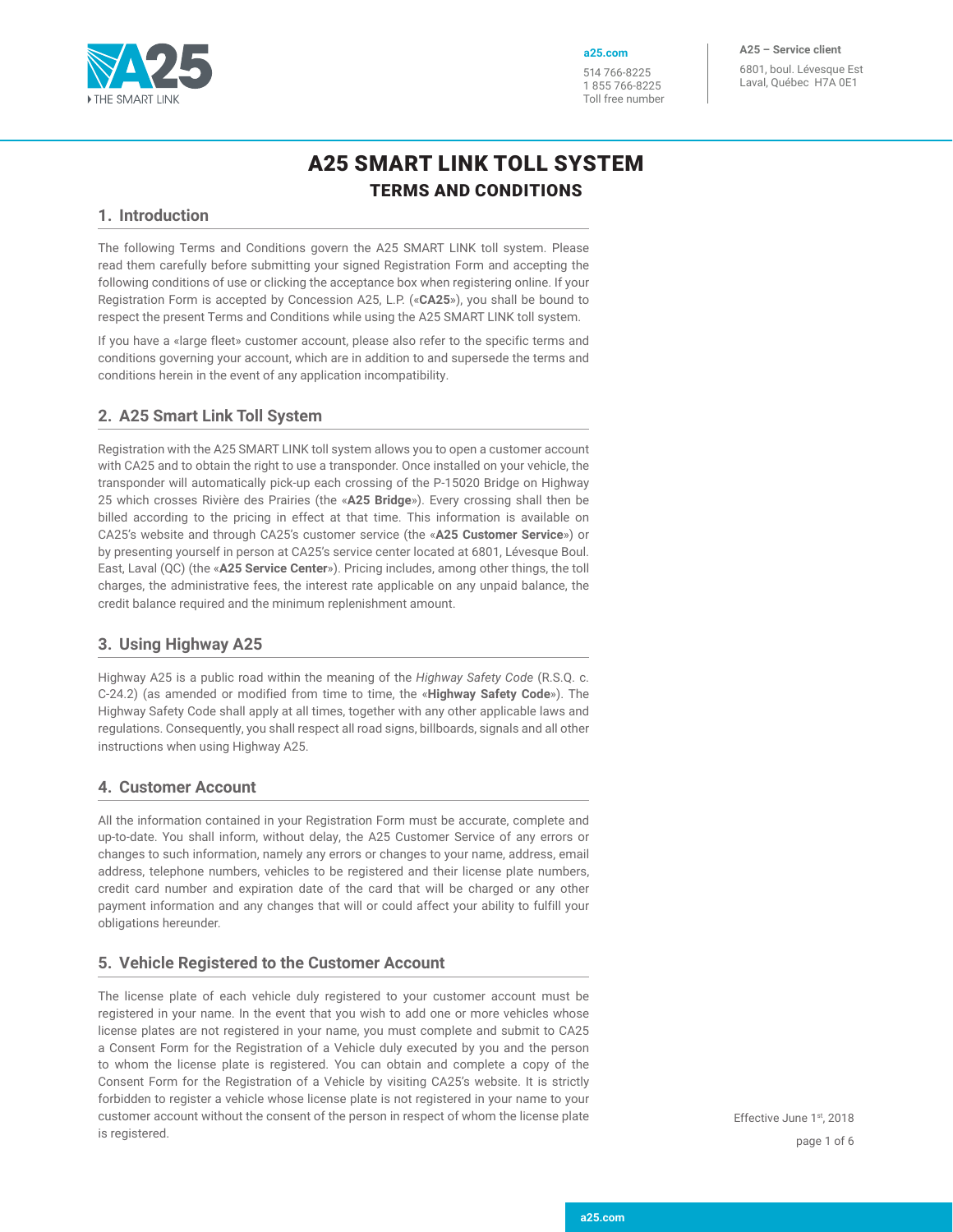# A25 SMART LINK TOLL SYSTEM

## TERMS AND CONDITIONS

## 1. Introduction

The following Terms and Conditions govern the A25 SMART LINK toll system. Please read them carefully before submitting your signed Registration Form and accepting the following conditions of use or clicking the acceptance box when registering online. If your Registration Form is accepted by Concession A25, L.P. («**CA25**»), you shall be bound to respect the present Terms and Conditions while using the A25 SMART LINK toll system.

If you have a «large fleet» customer account, please also refer to the specific terms and conditions governing your account, which are in addition to and supersede the terms and conditions herein in the event of any application incompatibility.

## 2. A25 Smart Link Toll System

Registration with the A25 SMART LINK toll system allows you to open a customer account with CA25 and to obtain the right to use a transponder. Once installed on your vehicle, the transponder will automatically pick-up each crossing of the P-15020 Bridge on Highway 25 which crosses Rivière des Prairies (the «**A25 Bridge**»). Every crossing shall then be billed according to the pricing in effect at that time. This information is available on CA25's website and through CA25's customer service (the «**A25 Customer Service**») or by presenting yourself in person at CA25's service center located at 6801, Lévesque Boul. East, Laval (QC) (the «**A25 Service Center**»). Pricing includes, among other things, the toll charges, the administrative fees, the interest rate applicable on any unpaid balance, the credit balance required and the minimum replenishment amount.

## 3. Using Highway A25

Highway A25 is a public road within the meaning of the *Highway Safety Code* (R.S.Q. c. C-24.2) (as amended or modified from time to time, the «**Highway Safety Code**»). The Highway Safety Code shall apply at all times, together with any other applicable laws and regulations. Consequently, you shall respect all road signs, billboards, signals and all other instructions when using Highway A25.

## 4. Customer Account

All the information contained in your Registration Form must be accurate, complete and up-to-date. You shall inform, without delay, the A25 Customer Service of any errors or changes to such information, namely any errors or changes to your name, address, email address, telephone numbers, vehicles to be registered and their license plate numbers, credit card number and expiration date of the card that will be charged or any other payment information and any changes that will or could affect your ability to fulfill your obligations hereunder.

## 5. Vehicle Registered to the Customer Account

The license plate of each vehicle duly registered to your customer account must be registered in your name. In the event that you wish to add one or more vehicles whose license plates are not registered in your name, you must complete and submit to CA25 a Consent Form for the Registration of a Vehicle duly executed by you and the person to whom the license plate is registered. You can obtain and complete a copy of the Consent Form for the Registration of a Vehicle by visiting CA25's website. It is strictly forbidden to register a vehicle whose license plate is not registered in your name to your customer account without the consent of the person in respect of whom the license plate is registered.

Effective June 1st, 2018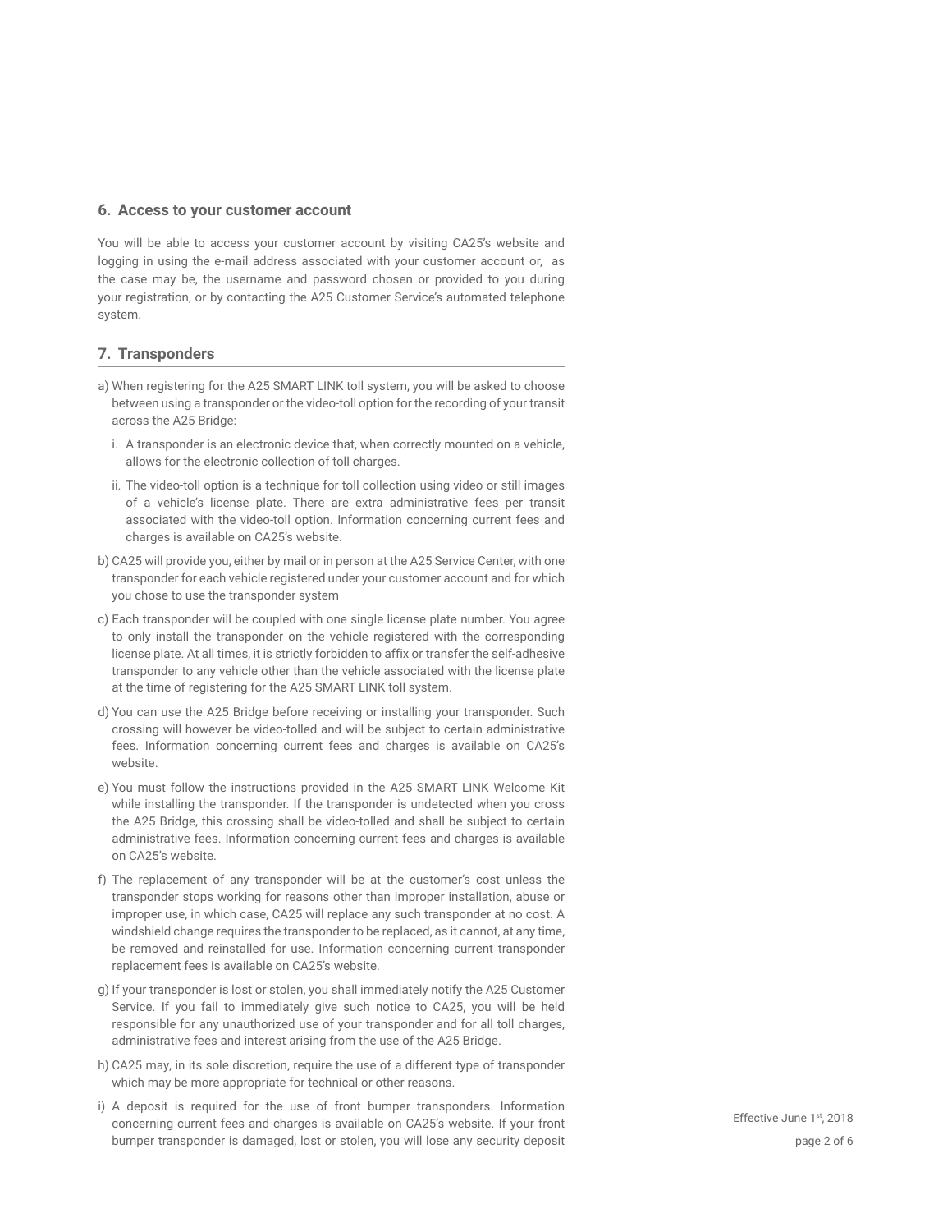## 6. Access to your customer account

You will be able to access your customer account by visiting CA25's website and logging in using the e-mail address associated with your customer account or, as the case may be, the username and password chosen or provided to you during your registration, or by contacting the A25 Customer Service's automated telephone system.

## 7. Transponders

a) When registering for the A25 SMART LINK toll system, you will be asked to choose between using a transponder or the video-toll option for the recording of your transit across the A25 Bridge:

   i. A transponder is an electronic device that, when correctly mounted on a vehicle, allows for the electronic collection of toll charges.

   ii. The video-toll option is a technique for toll collection using video or still images of a vehicle's license plate. There are extra administrative fees per transit associated with the video-toll option. Information concerning current fees and charges is available on CA25's website.

b) CA25 will provide you, either by mail or in person at the A25 Service Center, with one transponder for each vehicle registered under your customer account and for which you chose to use the transponder system

c) Each transponder will be coupled with one single license plate number. You agree to only install the transponder on the vehicle registered with the corresponding license plate. At all times, it is strictly forbidden to affix or transfer the self-adhesive transponder to any vehicle other than the vehicle associated with the license plate at the time of registering for the A25 SMART LINK toll system.

d) You can use the A25 Bridge before receiving or installing your transponder. Such crossing will however be video-tolled and will be subject to certain administrative fees. Information concerning current fees and charges is available on CA25's website.

e) You must follow the instructions provided in the A25 SMART LINK Welcome Kit while installing the transponder. If the transponder is undetected when you cross the A25 Bridge, this crossing shall be video-tolled and shall be subject to certain administrative fees. Information concerning current fees and charges is available on CA25's website.

f) The replacement of any transponder will be at the customer's cost unless the transponder stops working for reasons other than improper installation, abuse or improper use, in which case, CA25 will replace any such transponder at no cost. A windshield change requires the transponder to be replaced, as it cannot, at any time, be removed and reinstalled for use. Information concerning current transponder replacement fees is available on CA25's website.

g) If your transponder is lost or stolen, you shall immediately notify the A25 Customer Service. If you fail to immediately give such notice to CA25, you will be held responsible for any unauthorized use of your transponder and for all toll charges, administrative fees and interest arising from the use of the A25 Bridge.

h) CA25 may, in its sole discretion, require the use of a different type of transponder which may be more appropriate for technical or other reasons.

i) A deposit is required for the use of front bumper transponders. Information concerning current fees and charges is available on CA25's website. If your front bumper transponder is damaged, lost or stolen, you will lose any security deposit

Effective June 1st, 2018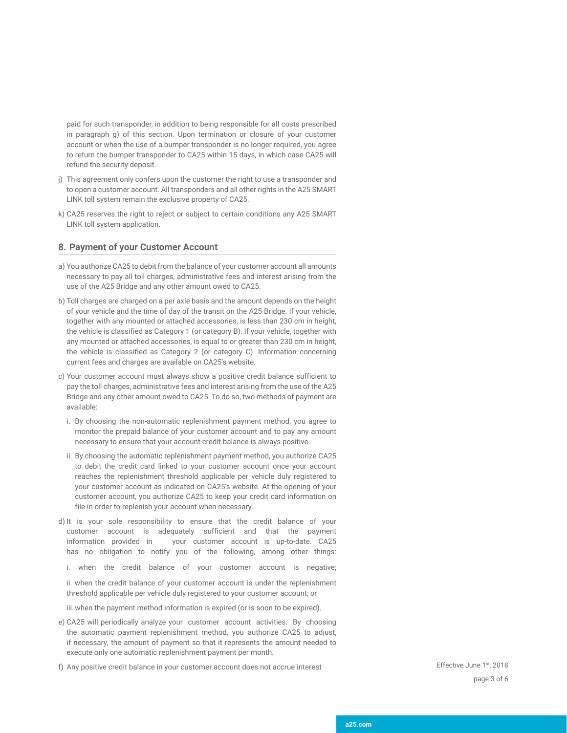paid for such transponder, in addition to being responsible for all costs prescribed in paragraph g) of this section. Upon termination or closure of your customer account or when the use of a bumper transponder is no longer required, you agree to return the bumper transponder to CA25 within 15 days, in which case CA25 will refund the security deposit.

j) This agreement only confers upon the customer the right to use a transponder and to open a customer account. All transponders and all other rights in the A25 SMART LINK toll system remain the exclusive property of CA25.

k) CA25 reserves the right to reject or subject to certain conditions any A25 SMART LINK toll system application.

## 8. Payment of your Customer Account

a) You authorize CA25 to debit from the balance of your customer account all amounts necessary to pay all toll charges, administrative fees and interest arising from the use of the A25 Bridge and any other amount owed to CA25.

b) Toll charges are charged on a per axle basis and the amount depends on the height of your vehicle and the time of day of the transit on the A25 Bridge. If your vehicle, together with any mounted or attached accessories, is less than 230 cm in height, the vehicle is classified as Category 1 (or category B). If your vehicle, together with any mounted or attached accessories, is equal to or greater than 230 cm in height, the vehicle is classified as Category 2 (or category C). Information concerning current fees and charges are available on CA25's website.

c) Your customer account must always show a positive credit balance sufficient to pay the toll charges, administrative fees and interest arising from the use of the A25 Bridge and any other amount owed to CA25. To do so, two methods of payment are available:

   i. By choosing the non-automatic replenishment payment method, you agree to monitor the prepaid balance of your customer account and to pay any amount necessary to ensure that your account credit balance is always positive.

   ii. By choosing the automatic replenishment payment method, you authorize CA25 to debit the credit card linked to your customer account once your account reaches the replenishment threshold applicable per vehicle duly registered to your customer account as indicated on CA25's website. At the opening of your customer account, you authorize CA25 to keep your credit card information on file in order to replenish your account when necessary.

d) It is your sole responsibility to ensure that the credit balance of your customer account is adequately sufficient and that the payment information provided in your customer account is up-to-date. CA25 has no obligation to notify you of the following, among other things:

   i. when the credit balance of your customer account is negative;

   ii. when the credit balance of your customer account is under the replenishment threshold applicable per vehicle duly registered to your customer account; or

   iii. when the payment method information is expired (or is soon to be expired).

e) CA25 will periodically analyze your customer account activities. By choosing the automatic payment replenishment method, you authorize CA25 to adjust, if necessary, the amount of payment so that it represents the amount needed to execute only one automatic replenishment payment per month.

f) Any positive credit balance in your customer account does not accrue interest

Effective June 1st, 2018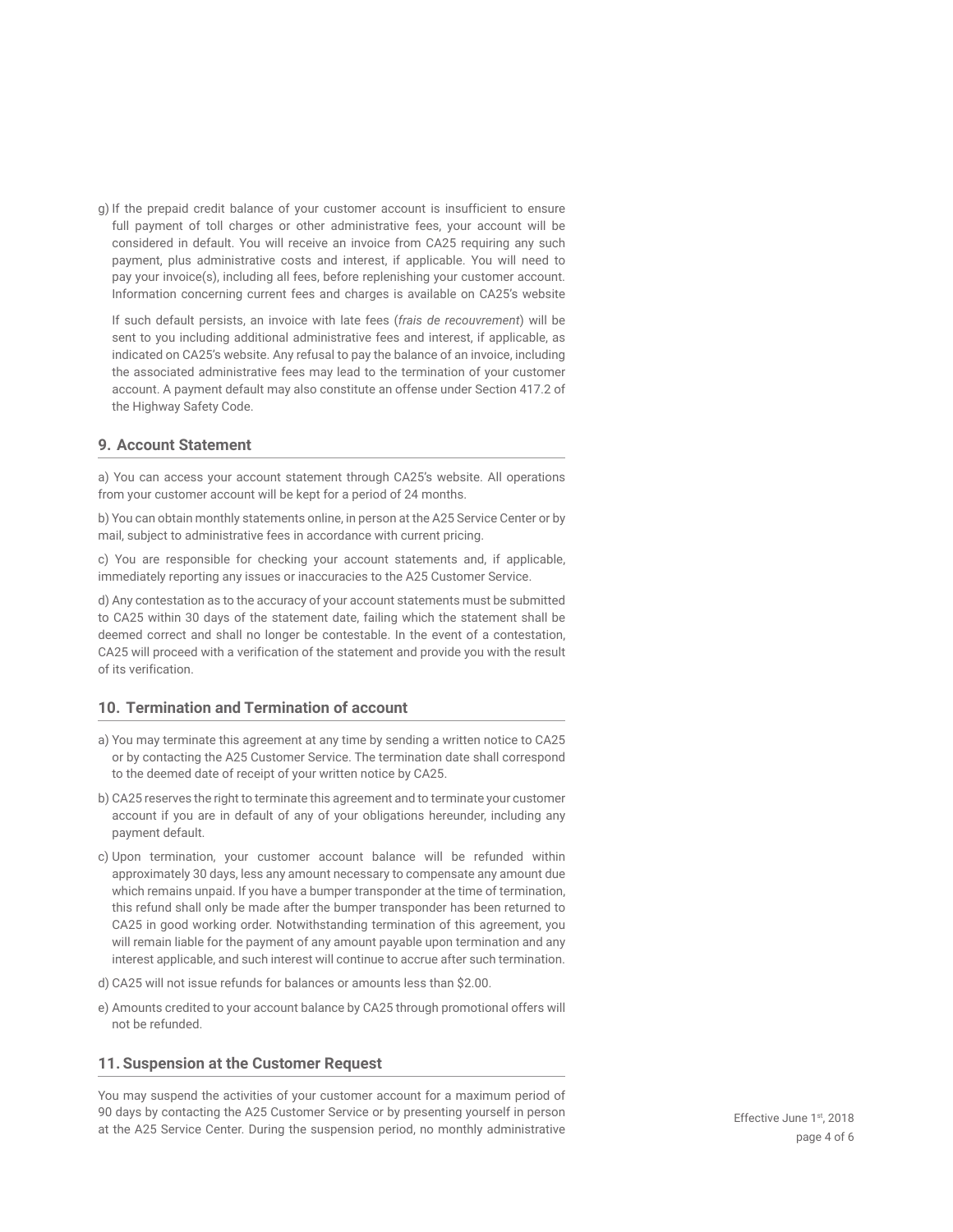g) If the prepaid credit balance of your customer account is insufficient to ensure full payment of toll charges or other administrative fees, your account will be considered in default. You will receive an invoice from CA25 requiring any such payment, plus administrative costs and interest, if applicable. You will need to pay your invoice(s), including all fees, before replenishing your customer account. Information concerning current fees and charges is available on CA25's website

   If such default persists, an invoice with late fees (*frais de recouvrement*) will be sent to you including additional administrative fees and interest, if applicable, as indicated on CA25's website. Any refusal to pay the balance of an invoice, including the associated administrative fees may lead to the termination of your customer account. A payment default may also constitute an offense under Section 417.2 of the Highway Safety Code.

## 9. Account Statement

a) You can access your account statement through CA25's website. All operations from your customer account will be kept for a period of 24 months.

b) You can obtain monthly statements online, in person at the A25 Service Center or by mail, subject to administrative fees in accordance with current pricing.

c) You are responsible for checking your account statements and, if applicable, immediately reporting any issues or inaccuracies to the A25 Customer Service.

d) Any contestation as to the accuracy of your account statements must be submitted to CA25 within 30 days of the statement date, failing which the statement shall be deemed correct and shall no longer be contestable. In the event of a contestation, CA25 will proceed with a verification of the statement and provide you with the result of its verification.

## 10. Termination and Termination of account

a) You may terminate this agreement at any time by sending a written notice to CA25 or by contacting the A25 Customer Service. The termination date shall correspond to the deemed date of receipt of your written notice by CA25.

b) CA25 reserves the right to terminate this agreement and to terminate your customer account if you are in default of any of your obligations hereunder, including any payment default.

c) Upon termination, your customer account balance will be refunded within approximately 30 days, less any amount necessary to compensate any amount due which remains unpaid. If you have a bumper transponder at the time of termination, this refund shall only be made after the bumper transponder has been returned to CA25 in good working order. Notwithstanding termination of this agreement, you will remain liable for the payment of any amount payable upon termination and any interest applicable, and such interest will continue to accrue after such termination.

d) CA25 will not issue refunds for balances or amounts less than $2.00.

e) Amounts credited to your account balance by CA25 through promotional offers will not be refunded.

## 11. Suspension at the Customer Request

You may suspend the activities of your customer account for a maximum period of 90 days by contacting the A25 Customer Service or by presenting yourself in person at the A25 Service Center. During the suspension period, no monthly administrative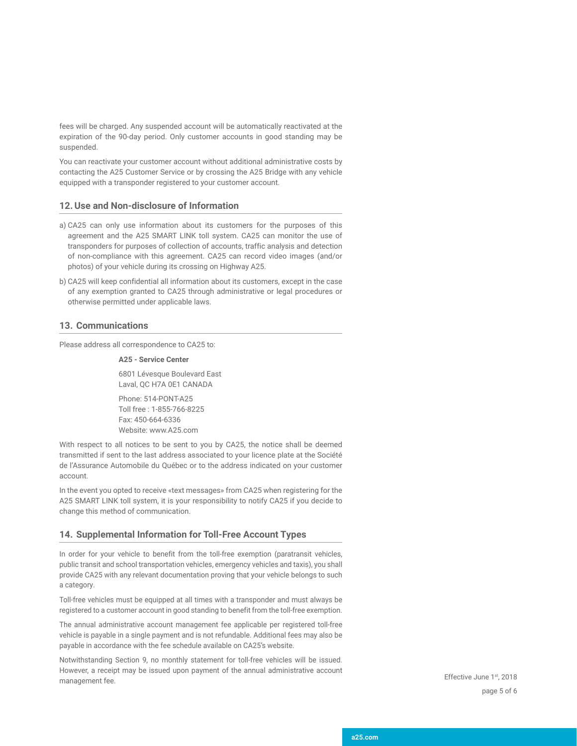fees will be charged. Any suspended account will be automatically reactivated at the expiration of the 90-day period. Only customer accounts in good standing may be suspended.

You can reactivate your customer account without additional administrative costs by contacting the A25 Customer Service or by crossing the A25 Bridge with any vehicle equipped with a transponder registered to your customer account.

## 12. Use and Non-disclosure of Information

a) CA25 can only use information about its customers for the purposes of this agreement and the A25 SMART LINK toll system. CA25 can monitor the use of transponders for purposes of collection of accounts, traffic analysis and detection of non-compliance with this agreement. CA25 can record video images (and/or photos) of your vehicle during its crossing on Highway A25.

b) CA25 will keep confidential all information about its customers, except in the case of any exemption granted to CA25 through administrative or legal procedures or otherwise permitted under applicable laws.

## 13. Communications

Please address all correspondence to CA25 to:

**A25 - Service Center**

6801 Lévesque Boulevard East
Laval, QC H7A 0E1 CANADA

Phone: 514-PONT-A25
Toll free : 1-855-766-8225
Fax: 450-664-6336
Website: www.A25.com

With respect to all notices to be sent to you by CA25, the notice shall be deemed transmitted if sent to the last address associated to your licence plate at the Société de l'Assurance Automobile du Québec or to the address indicated on your customer account.

In the event you opted to receive «text messages» from CA25 when registering for the A25 SMART LINK toll system, it is your responsibility to notify CA25 if you decide to change this method of communication.

## 14. Supplemental Information for Toll-Free Account Types

In order for your vehicle to benefit from the toll-free exemption (paratransit vehicles, public transit and school transportation vehicles, emergency vehicles and taxis), you shall provide CA25 with any relevant documentation proving that your vehicle belongs to such a category.

Toll-free vehicles must be equipped at all times with a transponder and must always be registered to a customer account in good standing to benefit from the toll-free exemption.

The annual administrative account management fee applicable per registered toll-free vehicle is payable in a single payment and is not refundable. Additional fees may also be payable in accordance with the fee schedule available on CA25's website.

Notwithstanding Section 9, no monthly statement for toll-free vehicles will be issued. However, a receipt may be issued upon payment of the annual administrative account management fee.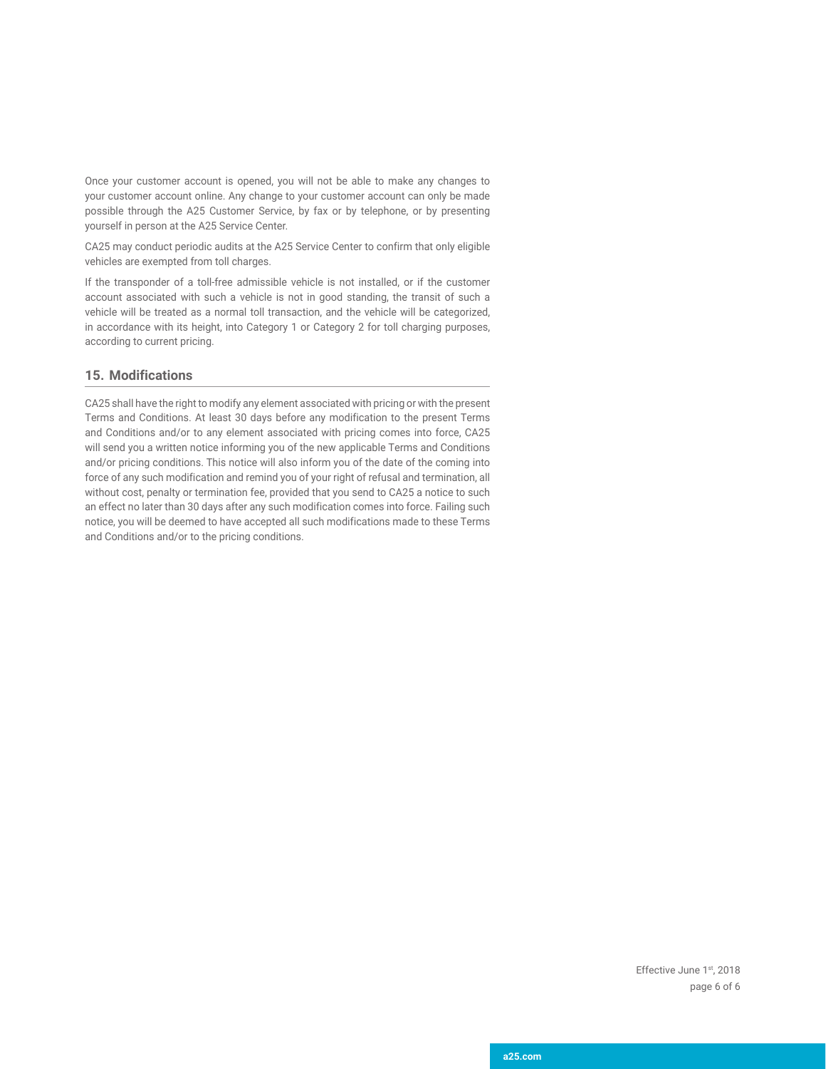Once your customer account is opened, you will not be able to make any changes to your customer account online. Any change to your customer account can only be made possible through the A25 Customer Service, by fax or by telephone, or by presenting yourself in person at the A25 Service Center.

CA25 may conduct periodic audits at the A25 Service Center to confirm that only eligible vehicles are exempted from toll charges.

If the transponder of a toll-free admissible vehicle is not installed, or if the customer account associated with such a vehicle is not in good standing, the transit of such a vehicle will be treated as a normal toll transaction, and the vehicle will be categorized, in accordance with its height, into Category 1 or Category 2 for toll charging purposes, according to current pricing.

## 15. Modifications

CA25 shall have the right to modify any element associated with pricing or with the present Terms and Conditions. At least 30 days before any modification to the present Terms and Conditions and/or to any element associated with pricing comes into force, CA25 will send you a written notice informing you of the new applicable Terms and Conditions and/or pricing conditions. This notice will also inform you of the date of the coming into force of any such modification and remind you of your right of refusal and termination, all without cost, penalty or termination fee, provided that you send to CA25 a notice to such an effect no later than 30 days after any such modification comes into force. Failing such notice, you will be deemed to have accepted all such modifications made to these Terms and Conditions and/or to the pricing conditions.